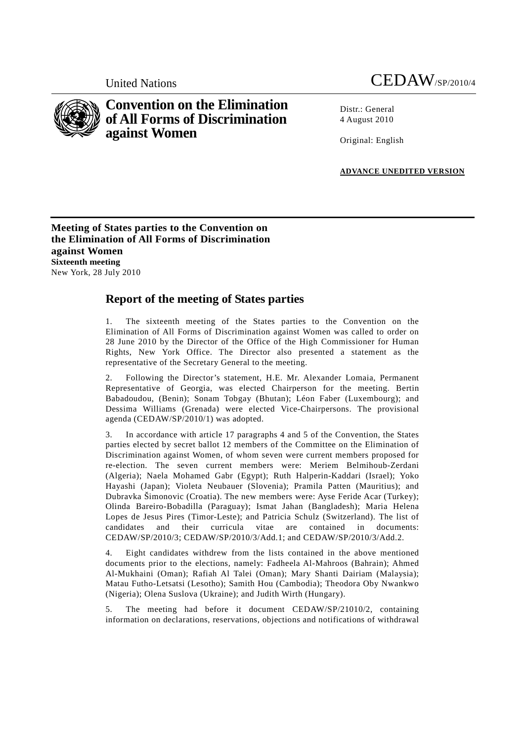United Nations

CEDAW/SP/2010/4

# Convention on the Elimination of All Forms of Discrimination against Women

Distr.: General
4 August 2010

Original: English

**ADVANCE UNEDITED VERSION**

**Meeting of States parties to the Convention on the Elimination of All Forms of Discrimination against Women**
**Sixteenth meeting**
New York, 28 July 2010

## Report of the meeting of States parties

1. The sixteenth meeting of the States parties to the Convention on the Elimination of All Forms of Discrimination against Women was called to order on 28 June 2010 by the Director of the Office of the High Commissioner for Human Rights, New York Office. The Director also presented a statement as the representative of the Secretary General to the meeting.

2. Following the Director's statement, H.E. Mr. Alexander Lomaia, Permanent Representative of Georgia, was elected Chairperson for the meeting. Bertin Babadoudou, (Benin); Sonam Tobgay (Bhutan); Léon Faber (Luxembourg); and Dessima Williams (Grenada) were elected Vice-Chairpersons. The provisional agenda (CEDAW/SP/2010/1) was adopted.

3. In accordance with article 17 paragraphs 4 and 5 of the Convention, the States parties elected by secret ballot 12 members of the Committee on the Elimination of Discrimination against Women, of whom seven were current members proposed for re-election. The seven current members were: Meriem Belmihoub-Zerdani (Algeria); Naela Mohamed Gabr (Egypt); Ruth Halperin-Kaddari (Israel); Yoko Hayashi (Japan); Violeta Neubauer (Slovenia); Pramila Patten (Mauritius); and Dubravka Šimonovic (Croatia). The new members were: Ayse Feride Acar (Turkey); Olinda Bareiro-Bobadilla (Paraguay); Ismat Jahan (Bangladesh); Maria Helena Lopes de Jesus Pires (Timor-Leste); and Patricia Schulz (Switzerland). The list of candidates and their curricula vitae are contained in documents: CEDAW/SP/2010/3; CEDAW/SP/2010/3/Add.1; and CEDAW/SP/2010/3/Add.2.

4. Eight candidates withdrew from the lists contained in the above mentioned documents prior to the elections, namely: Fadheela Al-Mahroos (Bahrain); Ahmed Al-Mukhaini (Oman); Rafiah Al Talei (Oman); Mary Shanti Dairiam (Malaysia); Matau Futho-Letsatsi (Lesotho); Samith Hou (Cambodia); Theodora Oby Nwankwo (Nigeria); Olena Suslova (Ukraine); and Judith Wirth (Hungary).

5. The meeting had before it document CEDAW/SP/21010/2, containing information on declarations, reservations, objections and notifications of withdrawal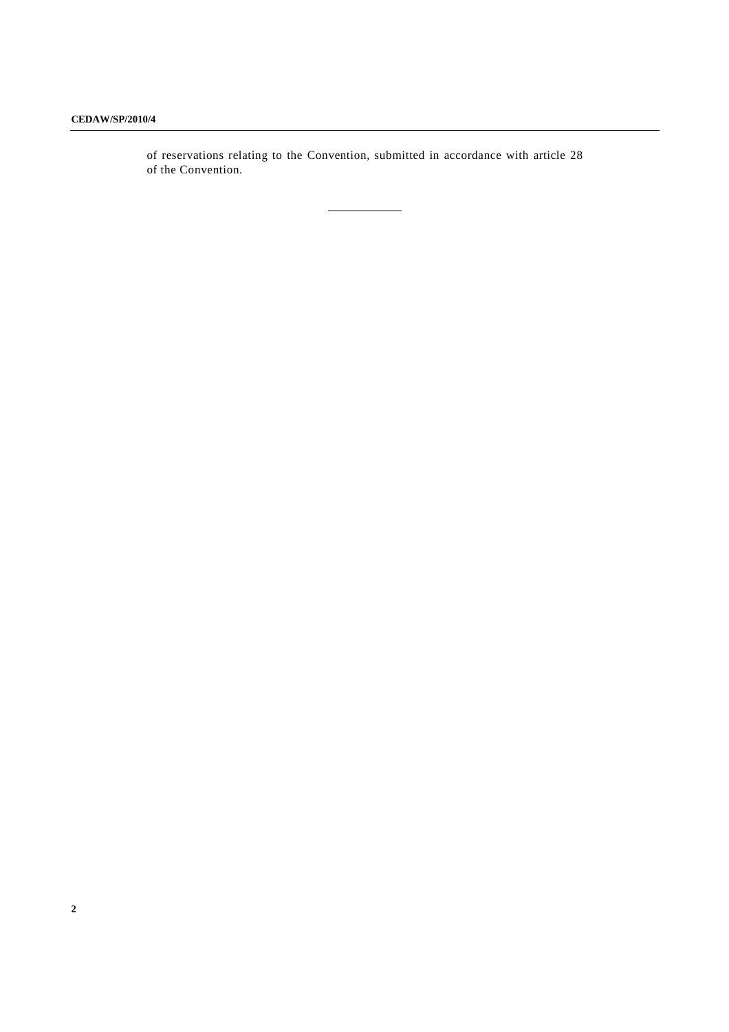of reservations relating to the Convention, submitted in accordance with article 28 of the Convention.